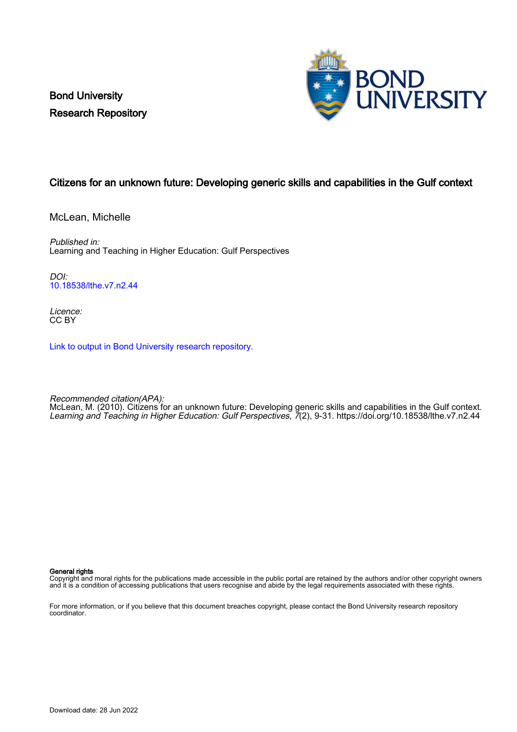Bond University
Research Repository

# Citizens for an unknown future: Developing generic skills and capabilities in the Gulf context

McLean, Michelle

*Published in:*
Learning and Teaching in Higher Education: Gulf Perspectives

*DOI:*
10.18538/lthe.v7.n2.44

*Licence:*
CC BY

Link to output in Bond University research repository.

*Recommended citation(APA):*
McLean, M. (2010). Citizens for an unknown future: Developing generic skills and capabilities in the Gulf context. *Learning and Teaching in Higher Education: Gulf Perspectives*, *7*(2), 9-31. https://doi.org/10.18538/lthe.v7.n2.44

**General rights**
Copyright and moral rights for the publications made accessible in the public portal are retained by the authors and/or other copyright owners and it is a condition of accessing publications that users recognise and abide by the legal requirements associated with these rights.

For more information, or if you believe that this document breaches copyright, please contact the Bond University research repository coordinator.

Download date: 28 Jun 2022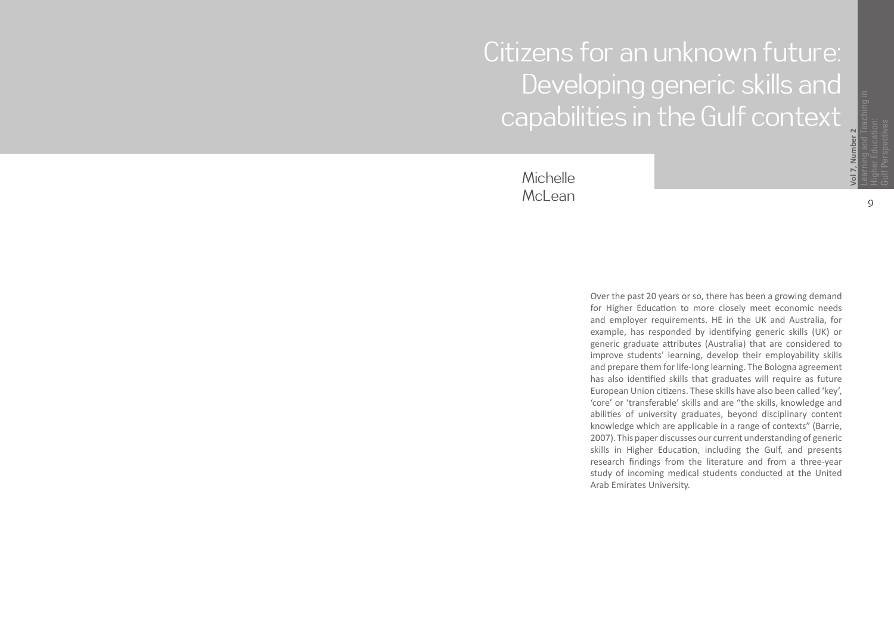# Citizens for an unknown future: Developing generic skills and capabilities in the Gulf context

Michelle McLean

Over the past 20 years or so, there has been a growing demand for Higher Education to more closely meet economic needs and employer requirements. HE in the UK and Australia, for example, has responded by identifying generic skills (UK) or generic graduate attributes (Australia) that are considered to improve students' learning, develop their employability skills and prepare them for life-long learning. The Bologna agreement has also identified skills that graduates will require as future European Union citizens. These skills have also been called 'key', 'core' or 'transferable' skills and are "the skills, knowledge and abilities of university graduates, beyond disciplinary content knowledge which are applicable in a range of contexts" (Barrie, 2007). This paper discusses our current understanding of generic skills in Higher Education, including the Gulf, and presents research findings from the literature and from a three-year study of incoming medical students conducted at the United Arab Emirates University.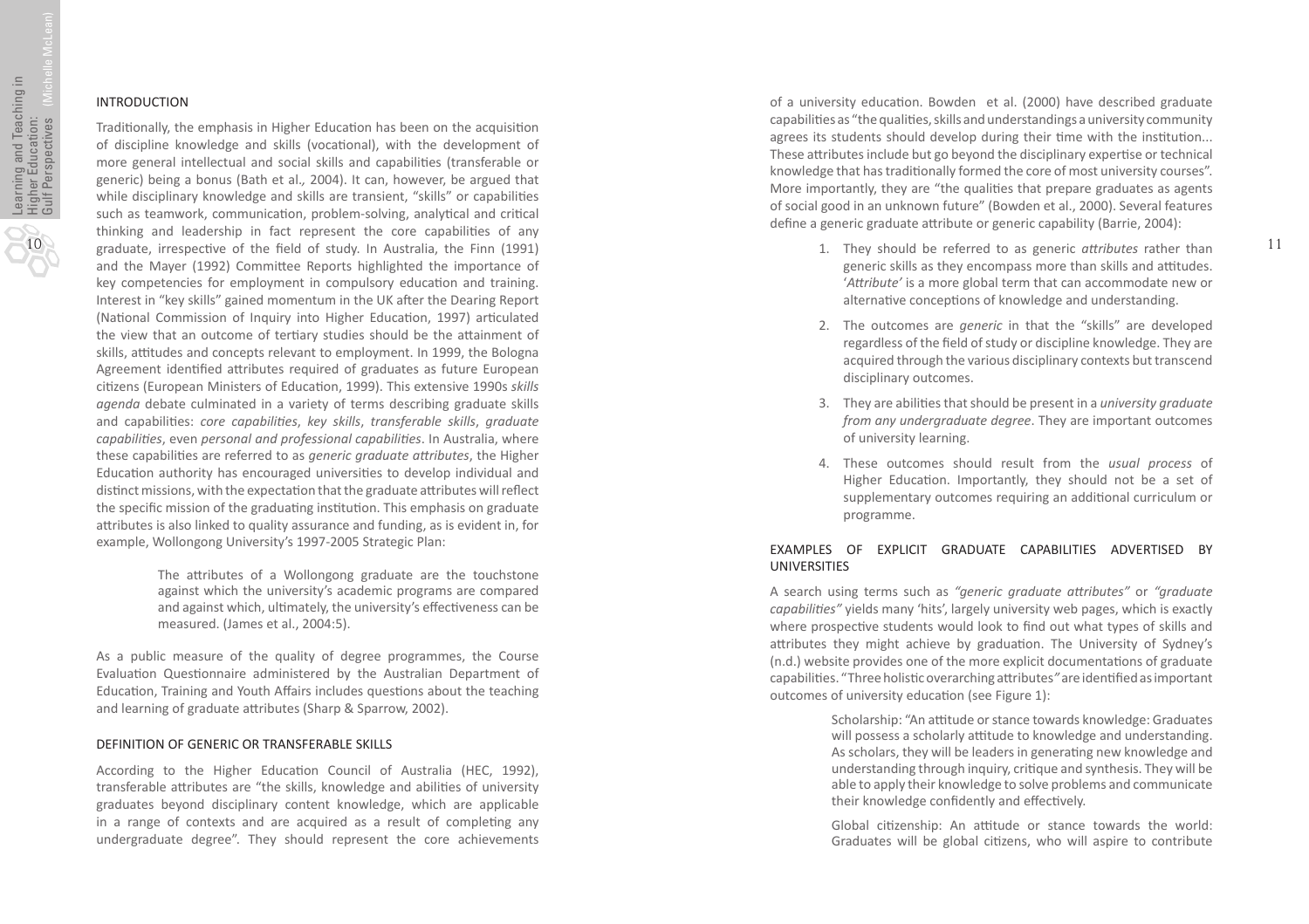## INTRODUCTION

Traditionally, the emphasis in Higher Education has been on the acquisition of discipline knowledge and skills (vocational), with the development of more general intellectual and social skills and capabilities (transferable or generic) being a bonus (Bath et al., 2004). It can, however, be argued that while disciplinary knowledge and skills are transient, "skills" or capabilities such as teamwork, communication, problem-solving, analytical and critical thinking and leadership in fact represent the core capabilities of any graduate, irrespective of the field of study. In Australia, the Finn (1991) and the Mayer (1992) Committee Reports highlighted the importance of key competencies for employment in compulsory education and training. Interest in "key skills" gained momentum in the UK after the Dearing Report (National Commission of Inquiry into Higher Education, 1997) articulated the view that an outcome of tertiary studies should be the attainment of skills, attitudes and concepts relevant to employment. In 1999, the Bologna Agreement identified attributes required of graduates as future European citizens (European Ministers of Education, 1999). This extensive 1990s *skills agenda* debate culminated in a variety of terms describing graduate skills and capabilities: *core capabilities*, *key skills*, *transferable skills*, *graduate capabilities*, even *personal and professional capabilities*. In Australia, where these capabilities are referred to as *generic graduate attributes*, the Higher Education authority has encouraged universities to develop individual and distinct missions, with the expectation that the graduate attributes will reflect the specific mission of the graduating institution. This emphasis on graduate attributes is also linked to quality assurance and funding, as is evident in, for example, Wollongong University's 1997-2005 Strategic Plan:

> The attributes of a Wollongong graduate are the touchstone against which the university's academic programs are compared and against which, ultimately, the university's effectiveness can be measured. (James et al., 2004:5).

As a public measure of the quality of degree programmes, the Course Evaluation Questionnaire administered by the Australian Department of Education, Training and Youth Affairs includes questions about the teaching and learning of graduate attributes (Sharp & Sparrow, 2002).

## DEFINITION OF GENERIC OR TRANSFERABLE SKILLS

According to the Higher Education Council of Australia (HEC, 1992), transferable attributes are "the skills, knowledge and abilities of university graduates beyond disciplinary content knowledge, which are applicable in a range of contexts and are acquired as a result of completing any undergraduate degree". They should represent the core achievements of a university education. Bowden et al. (2000) have described graduate capabilities as "the qualities, skills and understandings a university community agrees its students should develop during their time with the institution... These attributes include but go beyond the disciplinary expertise or technical knowledge that has traditionally formed the core of most university courses". More importantly, they are "the qualities that prepare graduates as agents of social good in an unknown future" (Bowden et al., 2000). Several features define a generic graduate attribute or generic capability (Barrie, 2004):

1. They should be referred to as generic *attributes* rather than generic skills as they encompass more than skills and attitudes. '*Attribute'* is a more global term that can accommodate new or alternative conceptions of knowledge and understanding.
2. The outcomes are *generic* in that the "skills" are developed regardless of the field of study or discipline knowledge. They are acquired through the various disciplinary contexts but transcend disciplinary outcomes.
3. They are abilities that should be present in a *university graduate from any undergraduate degree*. They are important outcomes of university learning.
4. These outcomes should result from the *usual process* of Higher Education. Importantly, they should not be a set of supplementary outcomes requiring an additional curriculum or programme.

## EXAMPLES OF EXPLICIT GRADUATE CAPABILITIES ADVERTISED BY UNIVERSITIES

A search using terms such as *"generic graduate attributes"* or *"graduate capabilities"* yields many 'hits', largely university web pages, which is exactly where prospective students would look to find out what types of skills and attributes they might achieve by graduation. The University of Sydney's (n.d.) website provides one of the more explicit documentations of graduate capabilities. "Three holistic overarching attributes*"* are identified as important outcomes of university education (see Figure 1):

> Scholarship: "An attitude or stance towards knowledge: Graduates will possess a scholarly attitude to knowledge and understanding. As scholars, they will be leaders in generating new knowledge and understanding through inquiry, critique and synthesis. They will be able to apply their knowledge to solve problems and communicate their knowledge confidently and effectively.
>
> Global citizenship: An attitude or stance towards the world: Graduates will be global citizens, who will aspire to contribute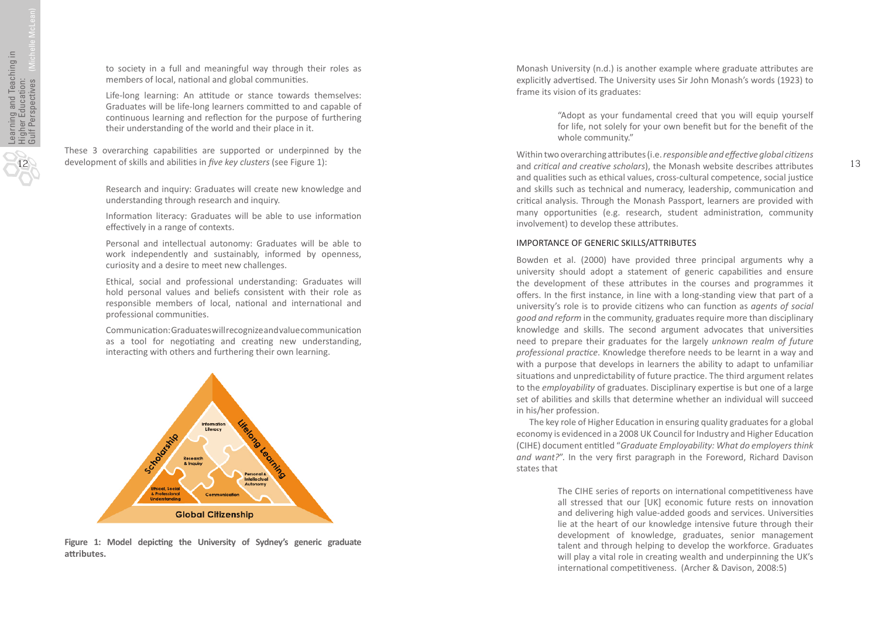to society in a full and meaningful way through their roles as members of local, national and global communities.

Life-long learning: An attitude or stance towards themselves: Graduates will be life-long learners committed to and capable of continuous learning and reflection for the purpose of furthering their understanding of the world and their place in it.

These 3 overarching capabilities are supported or underpinned by the development of skills and abilities in *five key clusters* (see Figure 1):

Research and inquiry: Graduates will create new knowledge and understanding through research and inquiry.

Information literacy: Graduates will be able to use information effectively in a range of contexts.

Personal and intellectual autonomy: Graduates will be able to work independently and sustainably, informed by openness, curiosity and a desire to meet new challenges.

Ethical, social and professional understanding: Graduates will hold personal values and beliefs consistent with their role as responsible members of local, national and international and professional communities.

Communication: Graduates will recognize and value communication as a tool for negotiating and creating new understanding, interacting with others and furthering their own learning.

**Figure 1: Model depicting the University of Sydney's generic graduate attributes.**

Monash University (n.d.) is another example where graduate attributes are explicitly advertised. The University uses Sir John Monash's words (1923) to frame its vision of its graduates:

> "Adopt as your fundamental creed that you will equip yourself for life, not solely for your own benefit but for the benefit of the whole community."

Within two overarching attributes (i.e. *responsible and effective global citizens* and *critical and creative scholars*), the Monash website describes attributes and qualities such as ethical values, cross-cultural competence, social justice and skills such as technical and numeracy, leadership, communication and critical analysis. Through the Monash Passport, learners are provided with many opportunities (e.g. research, student administration, community involvement) to develop these attributes.

## IMPORTANCE OF GENERIC SKILLS/ATTRIBUTES

Bowden et al. (2000) have provided three principal arguments why a university should adopt a statement of generic capabilities and ensure the development of these attributes in the courses and programmes it offers. In the first instance, in line with a long-standing view that part of a university's role is to provide citizens who can function as *agents of social good and reform* in the community, graduates require more than disciplinary knowledge and skills. The second argument advocates that universities need to prepare their graduates for the largely *unknown realm of future professional practice*. Knowledge therefore needs to be learnt in a way and with a purpose that develops in learners the ability to adapt to unfamiliar situations and unpredictability of future practice. The third argument relates to the *employability* of graduates. Disciplinary expertise is but one of a large set of abilities and skills that determine whether an individual will succeed in his/her profession.

The key role of Higher Education in ensuring quality graduates for a global economy is evidenced in a 2008 UK Council for Industry and Higher Education (CIHE) document entitled "*Graduate Employability: What do employers think and want?*". In the very first paragraph in the Foreword, Richard Davison states that

> The CIHE series of reports on international competitiveness have all stressed that our [UK] economic future rests on innovation and delivering high value-added goods and services. Universities lie at the heart of our knowledge intensive future through their development of knowledge, graduates, senior management talent and through helping to develop the workforce. Graduates will play a vital role in creating wealth and underpinning the UK's international competitiveness. (Archer & Davison, 2008:5)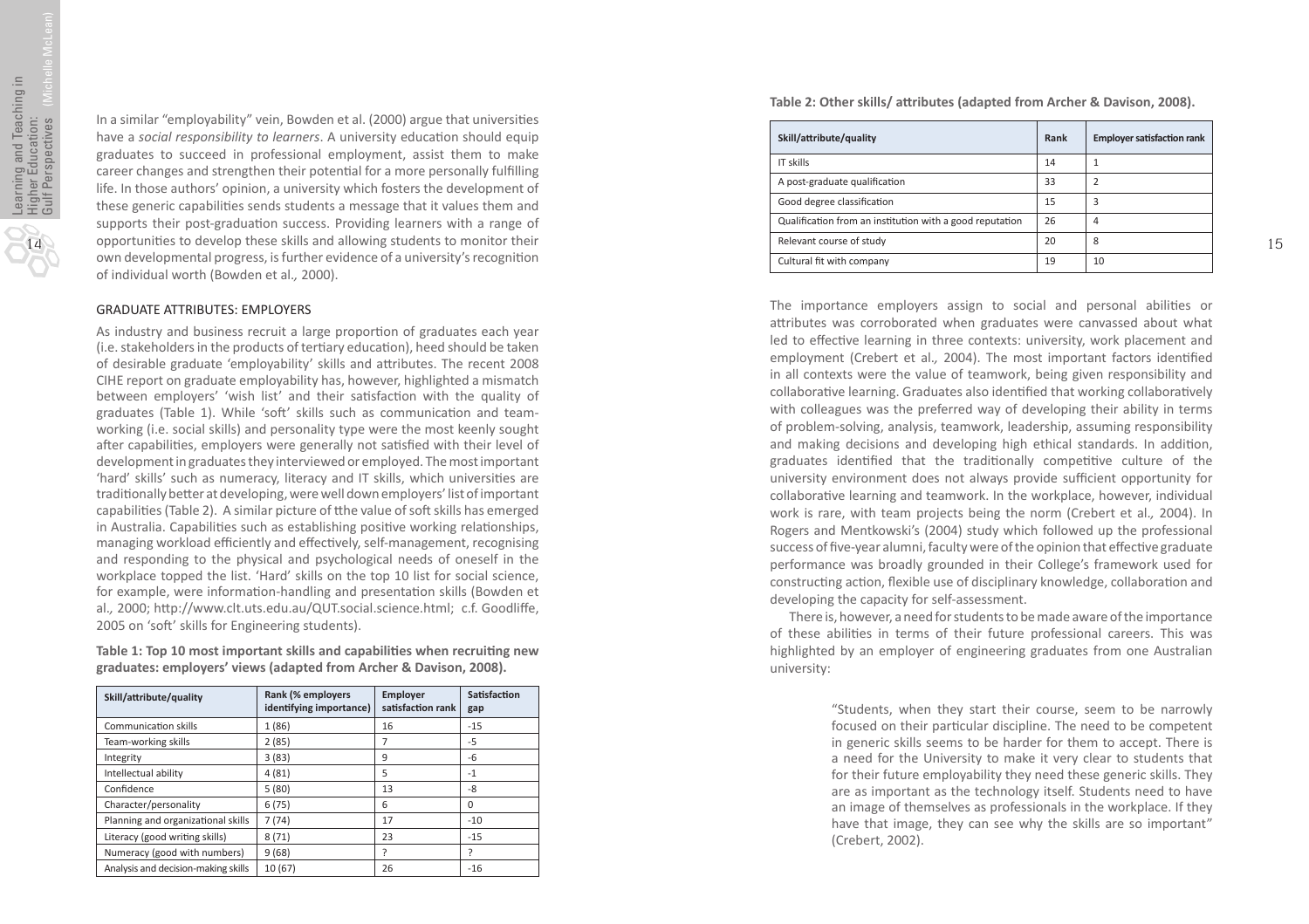In a similar "employability" vein, Bowden et al. (2000) argue that universities have a *social responsibility to learners*. A university education should equip graduates to succeed in professional employment, assist them to make career changes and strengthen their potential for a more personally fulfilling life. In those authors' opinion, a university which fosters the development of these generic capabilities sends students a message that it values them and supports their post-graduation success. Providing learners with a range of opportunities to develop these skills and allowing students to monitor their own developmental progress, is further evidence of a university's recognition of individual worth (Bowden et al., 2000).

## GRADUATE ATTRIBUTES: EMPLOYERS

As industry and business recruit a large proportion of graduates each year (i.e. stakeholders in the products of tertiary education), heed should be taken of desirable graduate 'employability' skills and attributes. The recent 2008 CIHE report on graduate employability has, however, highlighted a mismatch between employers' 'wish list' and their satisfaction with the quality of graduates (Table 1). While 'soft' skills such as communication and team-working (i.e. social skills) and personality type were the most keenly sought after capabilities, employers were generally not satisfied with their level of development in graduates they interviewed or employed. The most important 'hard' skills' such as numeracy, literacy and IT skills, which universities are traditionally better at developing, were well down employers' list of important capabilities (Table 2). A similar picture of tthe value of soft skills has emerged in Australia. Capabilities such as establishing positive working relationships, managing workload efficiently and effectively, self-management, recognising and responding to the physical and psychological needs of oneself in the workplace topped the list. 'Hard' skills on the top 10 list for social science, for example, were information-handling and presentation skills (Bowden et al., 2000; http://www.clt.uts.edu.au/QUT.social.science.html; c.f. Goodliffe, 2005 on 'soft' skills for Engineering students).

**Table 1: Top 10 most important skills and capabilities when recruiting new graduates: employers' views (adapted from Archer & Davison, 2008).**

| Skill/attribute/quality | Rank (% employers identifying importance) | Employer satisfaction rank | Satisfaction gap |
|---|---|---|---|
| Communication skills | 1 (86) | 16 | -15 |
| Team-working skills | 2 (85) | 7 | -5 |
| Integrity | 3 (83) | 9 | -6 |
| Intellectual ability | 4 (81) | 5 | -1 |
| Confidence | 5 (80) | 13 | -8 |
| Character/personality | 6 (75) | 6 | 0 |
| Planning and organizational skills | 7 (74) | 17 | -10 |
| Literacy (good writing skills) | 8 (71) | 23 | -15 |
| Numeracy (good with numbers) | 9 (68) | ? | ? |
| Analysis and decision-making skills | 10 (67) | 26 | -16 |

**Table 2: Other skills/ attributes (adapted from Archer & Davison, 2008).**

| Skill/attribute/quality | Rank | Employer satisfaction rank |
|---|---|---|
| IT skills | 14 | 1 |
| A post-graduate qualification | 33 | 2 |
| Good degree classification | 15 | 3 |
| Qualification from an institution with a good reputation | 26 | 4 |
| Relevant course of study | 20 | 8 |
| Cultural fit with company | 19 | 10 |

The importance employers assign to social and personal abilities or attributes was corroborated when graduates were canvassed about what led to effective learning in three contexts: university, work placement and employment (Crebert et al., 2004). The most important factors identified in all contexts were the value of teamwork, being given responsibility and collaborative learning. Graduates also identified that working collaboratively with colleagues was the preferred way of developing their ability in terms of problem-solving, analysis, teamwork, leadership, assuming responsibility and making decisions and developing high ethical standards. In addition, graduates identified that the traditionally competitive culture of the university environment does not always provide sufficient opportunity for collaborative learning and teamwork. In the workplace, however, individual work is rare, with team projects being the norm (Crebert et al., 2004). In Rogers and Mentkowski's (2004) study which followed up the professional success of five-year alumni, faculty were of the opinion that effective graduate performance was broadly grounded in their College's framework used for constructing action, flexible use of disciplinary knowledge, collaboration and developing the capacity for self-assessment.

There is, however, a need for students to be made aware of the importance of these abilities in terms of their future professional careers. This was highlighted by an employer of engineering graduates from one Australian university:

> "Students, when they start their course, seem to be narrowly focused on their particular discipline. The need to be competent in generic skills seems to be harder for them to accept. There is a need for the University to make it very clear to students that for their future employability they need these generic skills. They are as important as the technology itself. Students need to have an image of themselves as professionals in the workplace. If they have that image, they can see why the skills are so important" (Crebert, 2002).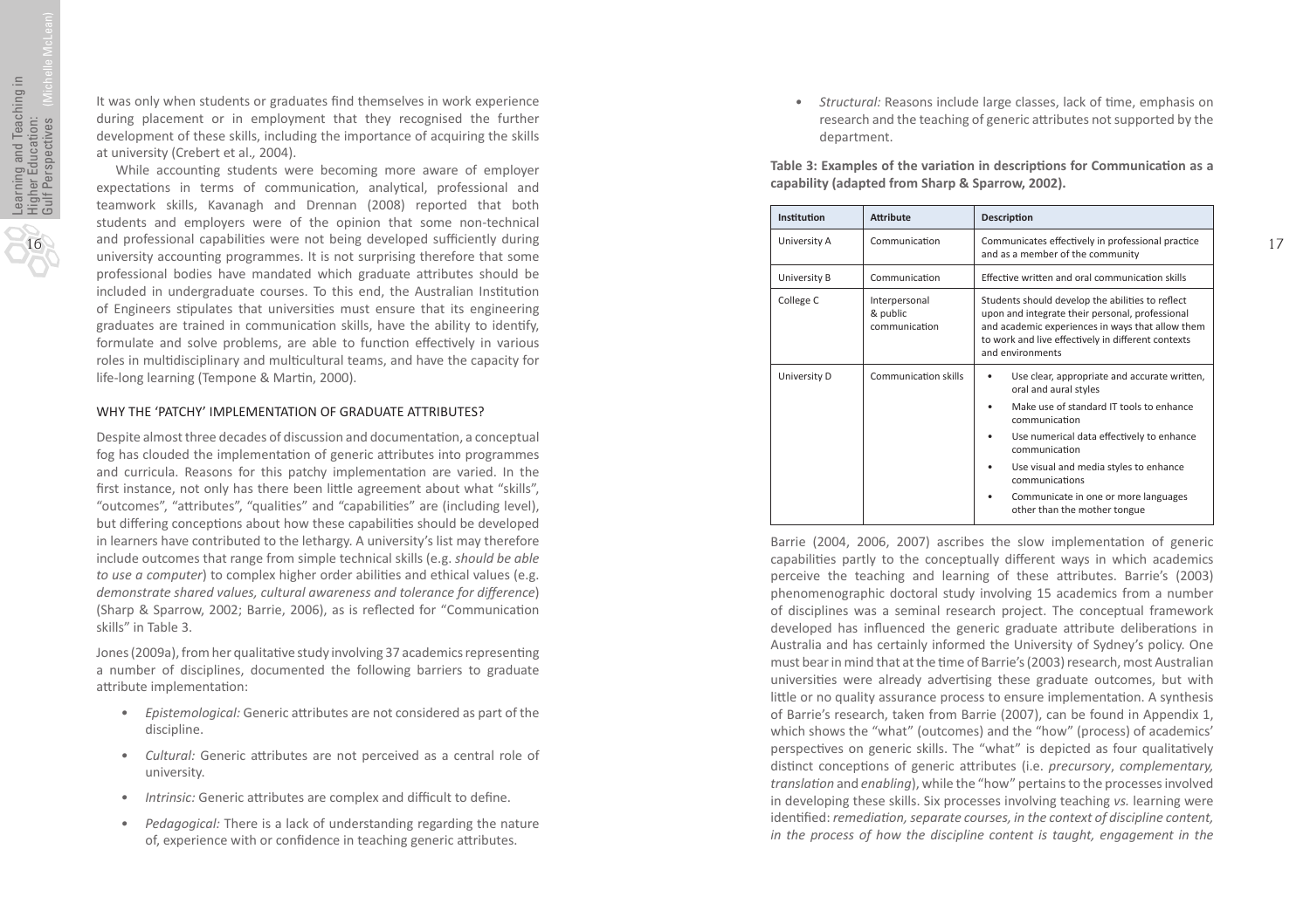It was only when students or graduates find themselves in work experience during placement or in employment that they recognised the further development of these skills, including the importance of acquiring the skills at university (Crebert et al., 2004).

While accounting students were becoming more aware of employer expectations in terms of communication, analytical, professional and teamwork skills, Kavanagh and Drennan (2008) reported that both students and employers were of the opinion that some non-technical and professional capabilities were not being developed sufficiently during university accounting programmes. It is not surprising therefore that some professional bodies have mandated which graduate attributes should be included in undergraduate courses. To this end, the Australian Institution of Engineers stipulates that universities must ensure that its engineering graduates are trained in communication skills, have the ability to identify, formulate and solve problems, are able to function effectively in various roles in multidisciplinary and multicultural teams, and have the capacity for life-long learning (Tempone & Martin, 2000).

## WHY THE 'PATCHY' IMPLEMENTATION OF GRADUATE ATTRIBUTES?

Despite almost three decades of discussion and documentation, a conceptual fog has clouded the implementation of generic attributes into programmes and curricula. Reasons for this patchy implementation are varied. In the first instance, not only has there been little agreement about what "skills", "outcomes", "attributes", "qualities" and "capabilities" are (including level), but differing conceptions about how these capabilities should be developed in learners have contributed to the lethargy. A university's list may therefore include outcomes that range from simple technical skills (e.g. *should be able to use a computer*) to complex higher order abilities and ethical values (e.g. *demonstrate shared values, cultural awareness and tolerance for difference*) (Sharp & Sparrow, 2002; Barrie, 2006), as is reflected for "Communication skills" in Table 3.

Jones (2009a), from her qualitative study involving 37 academics representing a number of disciplines, documented the following barriers to graduate attribute implementation:

- *Epistemological:* Generic attributes are not considered as part of the discipline.
- *Cultural:* Generic attributes are not perceived as a central role of university.
- *Intrinsic:* Generic attributes are complex and difficult to define.
- *Pedagogical:* There is a lack of understanding regarding the nature of, experience with or confidence in teaching generic attributes.
- *Structural:* Reasons include large classes, lack of time, emphasis on research and the teaching of generic attributes not supported by the department.

**Table 3: Examples of the variation in descriptions for Communication as a capability (adapted from Sharp & Sparrow, 2002).**

| Institution | Attribute | Description |
|---|---|---|
| University A | Communication | Communicates effectively in professional practice and as a member of the community |
| University B | Communication | Effective written and oral communication skills |
| College C | Interpersonal & public communication | Students should develop the abilities to reflect upon and integrate their personal, professional and academic experiences in ways that allow them to work and live effectively in different contexts and environments |
| University D | Communication skills | • Use clear, appropriate and accurate written, oral and aural styles<br>• Make use of standard IT tools to enhance communication<br>• Use numerical data effectively to enhance communication<br>• Use visual and media styles to enhance communications<br>• Communicate in one or more languages other than the mother tongue |

Barrie (2004, 2006, 2007) ascribes the slow implementation of generic capabilities partly to the conceptually different ways in which academics perceive the teaching and learning of these attributes. Barrie's (2003) phenomenographic doctoral study involving 15 academics from a number of disciplines was a seminal research project. The conceptual framework developed has influenced the generic graduate attribute deliberations in Australia and has certainly informed the University of Sydney's policy. One must bear in mind that at the time of Barrie's (2003) research, most Australian universities were already advertising these graduate outcomes, but with little or no quality assurance process to ensure implementation. A synthesis of Barrie's research, taken from Barrie (2007), can be found in Appendix 1, which shows the "what" (outcomes) and the "how" (process) of academics' perspectives on generic skills. The "what" is depicted as four qualitatively distinct conceptions of generic attributes (i.e. *precursory*, *complementary, translation* and *enabling*), while the "how" pertains to the processes involved in developing these skills. Six processes involving teaching *vs.* learning were identified: *remediation, separate courses, in the context of discipline content, in the process of how the discipline content is taught, engagement in the*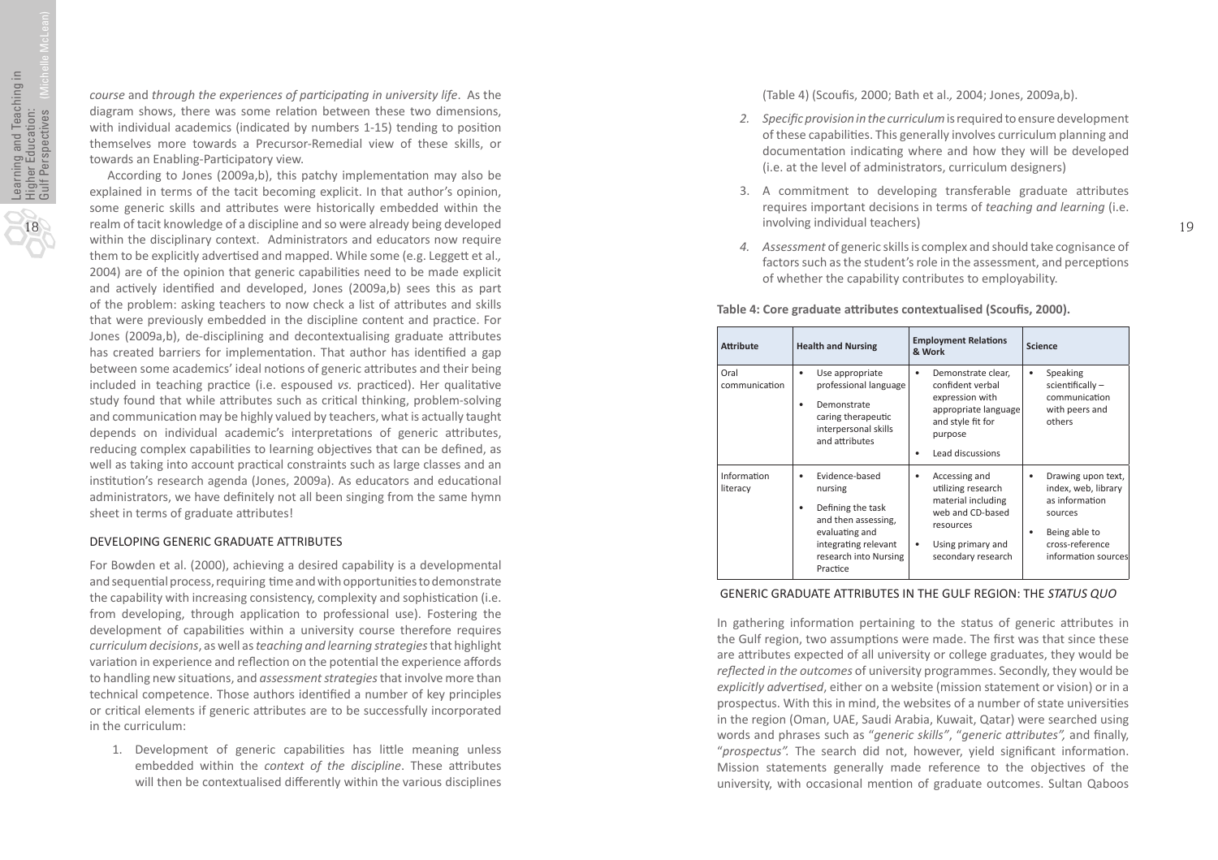*course* and *through the experiences of participating in university life*. As the diagram shows, there was some relation between these two dimensions, with individual academics (indicated by numbers 1-15) tending to position themselves more towards a Precursor-Remedial view of these skills, or towards an Enabling-Participatory view.

According to Jones (2009a,b), this patchy implementation may also be explained in terms of the tacit becoming explicit. In that author's opinion, some generic skills and attributes were historically embedded within the realm of tacit knowledge of a discipline and so were already being developed within the disciplinary context. Administrators and educators now require them to be explicitly advertised and mapped. While some (e.g. Leggett et al., 2004) are of the opinion that generic capabilities need to be made explicit and actively identified and developed, Jones (2009a,b) sees this as part of the problem: asking teachers to now check a list of attributes and skills that were previously embedded in the discipline content and practice. For Jones (2009a,b), de-disciplining and decontextualising graduate attributes has created barriers for implementation. That author has identified a gap between some academics' ideal notions of generic attributes and their being included in teaching practice (i.e. espoused *vs.* practiced). Her qualitative study found that while attributes such as critical thinking, problem-solving and communication may be highly valued by teachers, what is actually taught depends on individual academic's interpretations of generic attributes, reducing complex capabilities to learning objectives that can be defined, as well as taking into account practical constraints such as large classes and an institution's research agenda (Jones, 2009a). As educators and educational administrators, we have definitely not all been singing from the same hymn sheet in terms of graduate attributes!

## DEVELOPING GENERIC GRADUATE ATTRIBUTES

For Bowden et al. (2000), achieving a desired capability is a developmental and sequential process, requiring time and with opportunities to demonstrate the capability with increasing consistency, complexity and sophistication (i.e. from developing, through application to professional use). Fostering the development of capabilities within a university course therefore requires *curriculum decisions*, as well as *teaching and learning strategies* that highlight variation in experience and reflection on the potential the experience affords to handling new situations, and *assessment strategies* that involve more than technical competence. Those authors identified a number of key principles or critical elements if generic attributes are to be successfully incorporated in the curriculum:

1. Development of generic capabilities has little meaning unless embedded within the *context of the discipline*. These attributes will then be contextualised differently within the various disciplines (Table 4) (Scoufis, 2000; Bath et al., 2004; Jones, 2009a,b).
2. *Specific provision in the curriculum* is required to ensure development of these capabilities. This generally involves curriculum planning and documentation indicating where and how they will be developed (i.e. at the level of administrators, curriculum designers)
3. A commitment to developing transferable graduate attributes requires important decisions in terms of *teaching and learning* (i.e. involving individual teachers)
4. *Assessment* of generic skills is complex and should take cognisance of factors such as the student's role in the assessment, and perceptions of whether the capability contributes to employability.

**Table 4: Core graduate attributes contextualised (Scoufis, 2000).**

| Attribute | Health and Nursing | Employment Relations & Work | Science |
|---|---|---|---|
| Oral communication | • Use appropriate professional language<br>• Demonstrate caring therapeutic interpersonal skills and attributes | • Demonstrate clear, confident verbal expression with appropriate language and style fit for purpose<br>• Lead discussions | • Speaking scientifically – communication with peers and others |
| Information literacy | • Evidence-based nursing<br>• Defining the task and then assessing, evaluating and integrating relevant research into Nursing Practice | • Accessing and utilizing research material including web and CD-based resources<br>• Using primary and secondary research | • Drawing upon text, index, web, library as information sources<br>• Being able to cross-reference information sources |

## GENERIC GRADUATE ATTRIBUTES IN THE GULF REGION: THE *STATUS QUO*

In gathering information pertaining to the status of generic attributes in the Gulf region, two assumptions were made. The first was that since these are attributes expected of all university or college graduates, they would be *reflected in the outcomes* of university programmes. Secondly, they would be *explicitly advertised*, either on a website (mission statement or vision) or in a prospectus. With this in mind, the websites of a number of state universities in the region (Oman, UAE, Saudi Arabia, Kuwait, Qatar) were searched using words and phrases such as "*generic skills*", "*generic attributes",* and finally, "*prospectus".* The search did not, however, yield significant information. Mission statements generally made reference to the objectives of the university, with occasional mention of graduate outcomes. Sultan Qaboos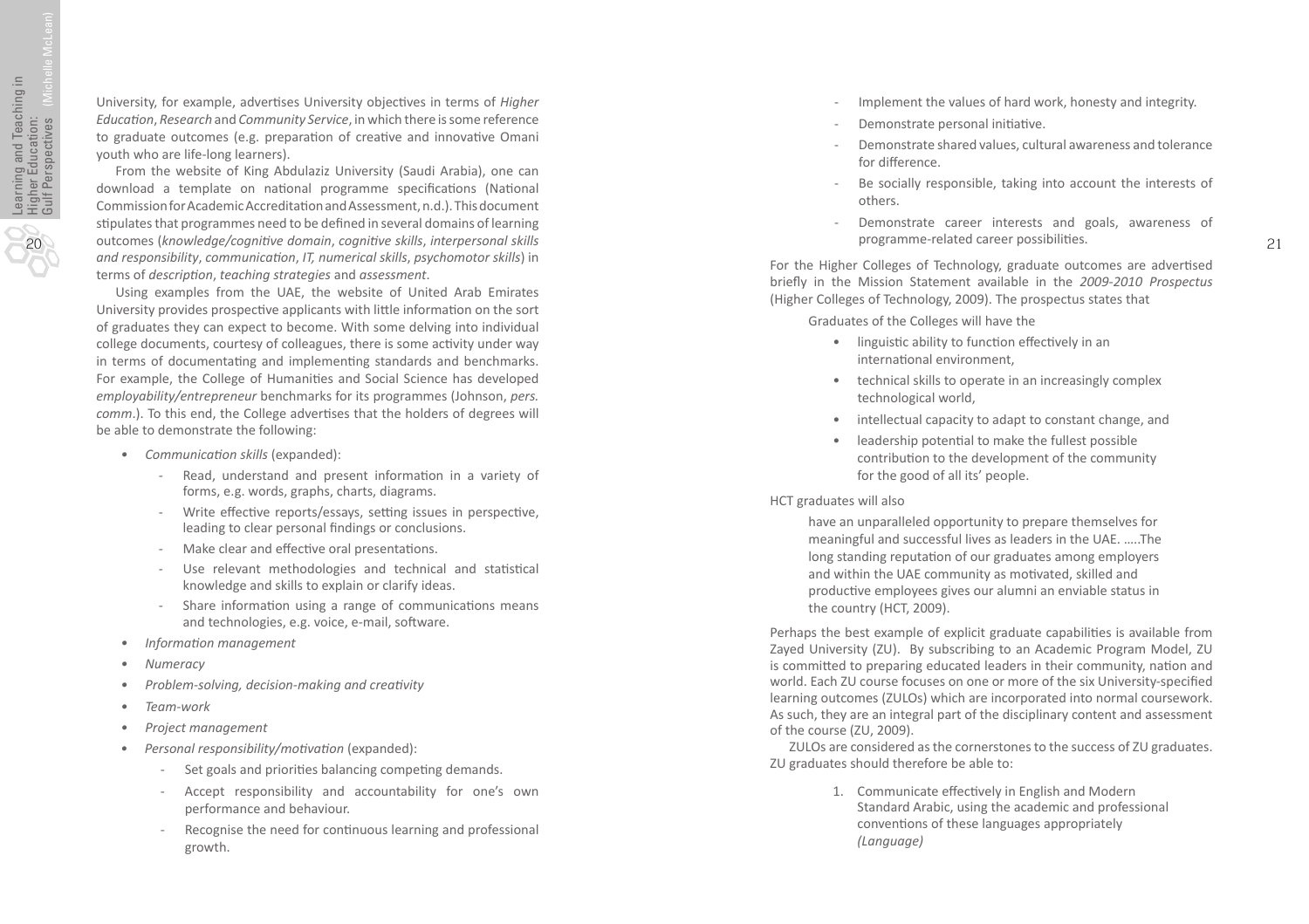University, for example, advertises University objectives in terms of *Higher Education*, *Research* and *Community Service*, in which there is some reference to graduate outcomes (e.g. preparation of creative and innovative Omani youth who are life-long learners).

From the website of King Abdulaziz University (Saudi Arabia), one can download a template on national programme specifications (National Commission for Academic Accreditation and Assessment, n.d.). This document stipulates that programmes need to be defined in several domains of learning outcomes (*knowledge/cognitive domain*, *cognitive skills*, *interpersonal skills and responsibility*, *communication*, *IT, numerical skills*, *psychomotor skills*) in terms of *description*, *teaching strategies* and *assessment*.

Using examples from the UAE, the website of United Arab Emirates University provides prospective applicants with little information on the sort of graduates they can expect to become. With some delving into individual college documents, courtesy of colleagues, there is some activity under way in terms of documentating and implementing standards and benchmarks. For example, the College of Humanities and Social Science has developed *employability/entrepreneur* benchmarks for its programmes (Johnson, *pers. comm*.). To this end, the College advertises that the holders of degrees will be able to demonstrate the following:

- *Communication skills* (expanded):
  - Read, understand and present information in a variety of forms, e.g. words, graphs, charts, diagrams.
  - Write effective reports/essays, setting issues in perspective, leading to clear personal findings or conclusions.
  - Make clear and effective oral presentations.
  - Use relevant methodologies and technical and statistical knowledge and skills to explain or clarify ideas.
  - Share information using a range of communications means and technologies, e.g. voice, e-mail, software.
- *Information management*
- *Numeracy*
- *Problem-solving, decision-making and creativity*
- *Team-work*
- *Project management*
- *Personal responsibility/motivation* (expanded):
  - Set goals and priorities balancing competing demands.
  - Accept responsibility and accountability for one's own performance and behaviour.
  - Recognise the need for continuous learning and professional growth.
  - Implement the values of hard work, honesty and integrity.
  - Demonstrate personal initiative.
  - Demonstrate shared values, cultural awareness and tolerance for difference.
  - Be socially responsible, taking into account the interests of others.
  - Demonstrate career interests and goals, awareness of programme-related career possibilities.

For the Higher Colleges of Technology, graduate outcomes are advertised briefly in the Mission Statement available in the *2009-2010 Prospectus* (Higher Colleges of Technology, 2009). The prospectus states that

> Graduates of the Colleges will have the
>
> - linguistic ability to function effectively in an international environment,
> - technical skills to operate in an increasingly complex technological world,
> - intellectual capacity to adapt to constant change, and
> - leadership potential to make the fullest possible contribution to the development of the community for the good of all its' people.

HCT graduates will also

> have an unparalleled opportunity to prepare themselves for meaningful and successful lives as leaders in the UAE. .....The long standing reputation of our graduates among employers and within the UAE community as motivated, skilled and productive employees gives our alumni an enviable status in the country (HCT, 2009).

Perhaps the best example of explicit graduate capabilities is available from Zayed University (ZU). By subscribing to an Academic Program Model, ZU is committed to preparing educated leaders in their community, nation and world. Each ZU course focuses on one or more of the six University-specified learning outcomes (ZULOs) which are incorporated into normal coursework. As such, they are an integral part of the disciplinary content and assessment of the course (ZU, 2009).

ZULOs are considered as the cornerstones to the success of ZU graduates. ZU graduates should therefore be able to:

1. Communicate effectively in English and Modern Standard Arabic, using the academic and professional conventions of these languages appropriately *(Language)*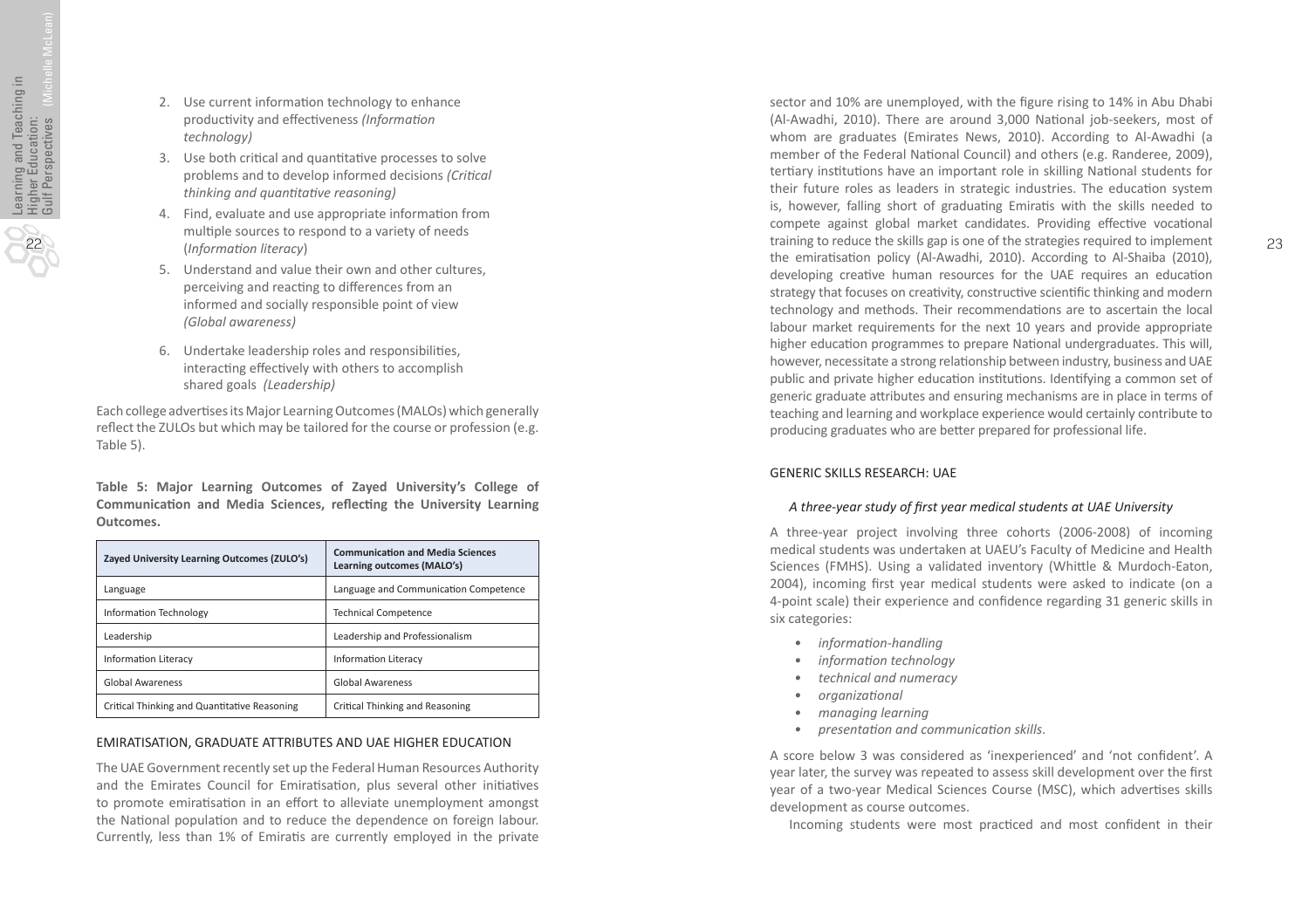2. Use current information technology to enhance productivity and effectiveness *(Information technology)*
3. Use both critical and quantitative processes to solve problems and to develop informed decisions *(Critical thinking and quantitative reasoning)*
4. Find, evaluate and use appropriate information from multiple sources to respond to a variety of needs (*Information literacy*)
5. Understand and value their own and other cultures, perceiving and reacting to differences from an informed and socially responsible point of view *(Global awareness)*
6. Undertake leadership roles and responsibilities, interacting effectively with others to accomplish shared goals *(Leadership)*

Each college advertises its Major Learning Outcomes (MALOs) which generally reflect the ZULOs but which may be tailored for the course or profession (e.g. Table 5).

**Table 5: Major Learning Outcomes of Zayed University's College of Communication and Media Sciences, reflecting the University Learning Outcomes.**

| Zayed University Learning Outcomes (ZULO's) | Communication and Media Sciences Learning outcomes (MALO's) |
|---|---|
| Language | Language and Communication Competence |
| Information Technology | Technical Competence |
| Leadership | Leadership and Professionalism |
| Information Literacy | Information Literacy |
| Global Awareness | Global Awareness |
| Critical Thinking and Quantitative Reasoning | Critical Thinking and Reasoning |

## EMIRATISATION, GRADUATE ATTRIBUTES AND UAE HIGHER EDUCATION

The UAE Government recently set up the Federal Human Resources Authority and the Emirates Council for Emiratisation, plus several other initiatives to promote emiratisation in an effort to alleviate unemployment amongst the National population and to reduce the dependence on foreign labour. Currently, less than 1% of Emiratis are currently employed in the private sector and 10% are unemployed, with the figure rising to 14% in Abu Dhabi (Al-Awadhi, 2010). There are around 3,000 National job-seekers, most of whom are graduates (Emirates News, 2010). According to Al-Awadhi (a member of the Federal National Council) and others (e.g. Randeree, 2009), tertiary institutions have an important role in skilling National students for their future roles as leaders in strategic industries. The education system is, however, falling short of graduating Emiratis with the skills needed to compete against global market candidates. Providing effective vocational training to reduce the skills gap is one of the strategies required to implement the emiratisation policy (Al-Awadhi, 2010). According to Al-Shaiba (2010), developing creative human resources for the UAE requires an education strategy that focuses on creativity, constructive scientific thinking and modern technology and methods. Their recommendations are to ascertain the local labour market requirements for the next 10 years and provide appropriate higher education programmes to prepare National undergraduates. This will, however, necessitate a strong relationship between industry, business and UAE public and private higher education institutions. Identifying a common set of generic graduate attributes and ensuring mechanisms are in place in terms of teaching and learning and workplace experience would certainly contribute to producing graduates who are better prepared for professional life.

## GENERIC SKILLS RESEARCH: UAE

### *A three-year study of first year medical students at UAE University*

A three-year project involving three cohorts (2006-2008) of incoming medical students was undertaken at UAEU's Faculty of Medicine and Health Sciences (FMHS). Using a validated inventory (Whittle & Murdoch-Eaton, 2004), incoming first year medical students were asked to indicate (on a 4-point scale) their experience and confidence regarding 31 generic skills in six categories:

- *information-handling*
- *information technology*
- *technical and numeracy*
- *organizational*
- *managing learning*
- *presentation and communication skills.*

A score below 3 was considered as 'inexperienced' and 'not confident'. A year later, the survey was repeated to assess skill development over the first year of a two-year Medical Sciences Course (MSC), which advertises skills development as course outcomes.

Incoming students were most practiced and most confident in their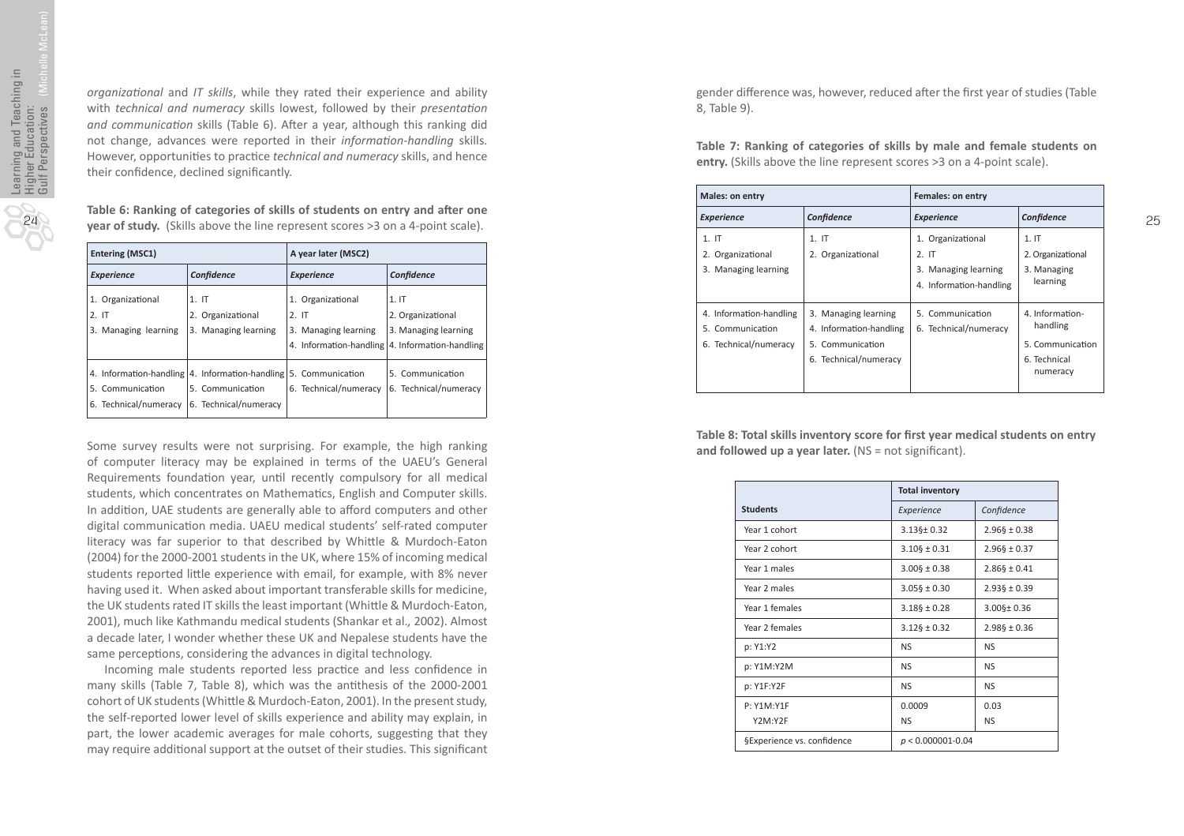*organizational* and *IT skills*, while they rated their experience and ability with *technical and numeracy* skills lowest, followed by their *presentation and communication* skills (Table 6). After a year, although this ranking did not change, advances were reported in their *information-handling* skills. However, opportunities to practice *technical and numeracy* skills, and hence their confidence, declined significantly.

**Table 6: Ranking of categories of skills of students on entry and after one year of study.** (Skills above the line represent scores >3 on a 4-point scale).

| Entering (MSC1) | | A year later (MSC2) | |
|---|---|---|---|
| *Experience* | *Confidence* | *Experience* | *Confidence* |
| 1. Organizational<br>2. IT<br>3. Managing learning | 1. IT<br>2. Organizational<br>3. Managing learning | 1. Organizational<br>2. IT<br>3. Managing learning<br>4. Information-handling | 1. IT<br>2. Organizational<br>3. Managing learning<br>4. Information-handling |
| 4. Information-handling<br>5. Communication<br>6. Technical/numeracy | 4. Information-handling<br>5. Communication<br>6. Technical/numeracy | 5. Communication<br>6. Technical/numeracy | 5. Communication<br>6. Technical/numeracy |

Some survey results were not surprising. For example, the high ranking of computer literacy may be explained in terms of the UAEU's General Requirements foundation year, until recently compulsory for all medical students, which concentrates on Mathematics, English and Computer skills. In addition, UAE students are generally able to afford computers and other digital communication media. UAEU medical students' self-rated computer literacy was far superior to that described by Whittle & Murdoch-Eaton (2004) for the 2000-2001 students in the UK, where 15% of incoming medical students reported little experience with email, for example, with 8% never having used it. When asked about important transferable skills for medicine, the UK students rated IT skills the least important (Whittle & Murdoch-Eaton, 2001), much like Kathmandu medical students (Shankar et al., 2002). Almost a decade later, I wonder whether these UK and Nepalese students have the same perceptions, considering the advances in digital technology.

Incoming male students reported less practice and less confidence in many skills (Table 7, Table 8), which was the antithesis of the 2000-2001 cohort of UK students (Whittle & Murdoch-Eaton, 2001). In the present study, the self-reported lower level of skills experience and ability may explain, in part, the lower academic averages for male cohorts, suggesting that they may require additional support at the outset of their studies. This significant gender difference was, however, reduced after the first year of studies (Table 8, Table 9).

**Table 7: Ranking of categories of skills by male and female students on entry.** (Skills above the line represent scores >3 on a 4-point scale).

| Males: on entry | | Females: on entry | |
|---|---|---|---|
| *Experience* | *Confidence* | *Experience* | *Confidence* |
| 1. IT<br>2. Organizational<br>3. Managing learning | 1. IT<br>2. Organizational | 1. Organizational<br>2. IT<br>3. Managing learning<br>4. Information-handling | 1. IT<br>2. Organizational<br>3. Managing learning |
| 4. Information-handling<br>5. Communication<br>6. Technical/numeracy | 3. Managing learning<br>4. Information-handling<br>5. Communication<br>6. Technical/numeracy | 5. Communication<br>6. Technical/numeracy | 4. Information-handling<br>5. Communication<br>6. Technical numeracy |

**Table 8: Total skills inventory score for first year medical students on entry and followed up a year later.** (NS = not significant).

| | Total inventory | |
|---|---|---|
| **Students** | *Experience* | *Confidence* |
| Year 1 cohort | 3.13§± 0.32 | 2.96§ ± 0.38 |
| Year 2 cohort | 3.10§ ± 0.31 | 2.96§ ± 0.37 |
| Year 1 males | 3.00§ ± 0.38 | 2.86§ ± 0.41 |
| Year 2 males | 3.05§ ± 0.30 | 2.93§ ± 0.39 |
| Year 1 females | 3.18§ ± 0.28 | 3.00§± 0.36 |
| Year 2 females | 3.12§ ± 0.32 | 2.98§ ± 0.36 |
| p: Y1:Y2 | NS | NS |
| p: Y1M:Y2M | NS | NS |
| p: Y1F:Y2F | NS | NS |
| P: Y1M:Y1F<br>Y2M:Y2F | 0.0009<br>NS | 0.03<br>NS |
| §Experience vs. confidence | $p < 0.000001$-0.04 | |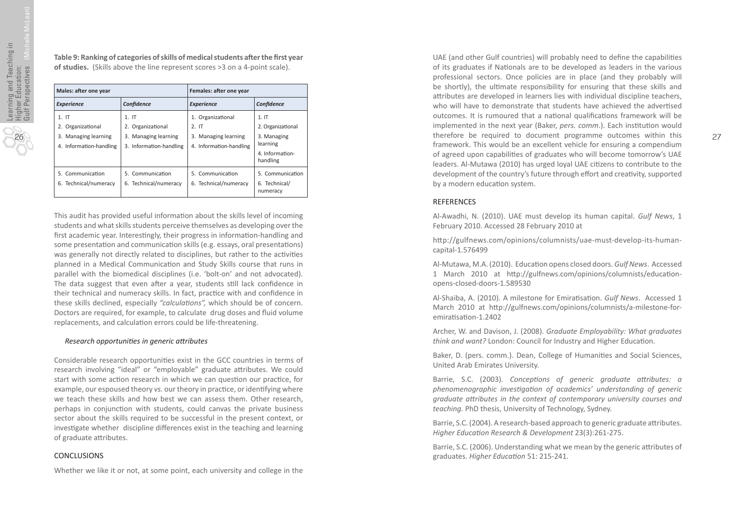**Table 9: Ranking of categories of skills of medical students after the first year of studies.** (Skills above the line represent scores >3 on a 4-point scale).

| Males: after one year | | Females: after one year | |
|---|---|---|---|
| *Experience* | *Confidence* | *Experience* | *Confidence* |
| 1. IT | 1. IT | 1. Organizational | 1. IT |
| 2. Organizational | 2. Organizational | 2. IT | 2. Organizational |
| 3. Managing learning | 3. Managing learning | 3. Managing learning | 3. Managing learning |
| 4. Information-handling | 4. Information-handling | 4. Information-handling | 4. Information-handling |
| 5. Communication | 5. Communication | 5. Communication | 5. Communication |
| 6. Technical/numeracy | 6. Technical/numeracy | 6. Technical/numeracy | 6. Technical/numeracy |

This audit has provided useful information about the skills level of incoming students and what skills students perceive themselves as developing over the first academic year. Interestingly, their progress in information-handling and some presentation and communication skills (e.g. essays, oral presentations) was generally not directly related to disciplines, but rather to the activities planned in a Medical Communication and Study Skills course that runs in parallel with the biomedical disciplines (i.e. 'bolt-on' and not advocated). The data suggest that even after a year, students still lack confidence in their technical and numeracy skills. In fact, practice with and confidence in these skills declined, especially *"calculations",* which should be of concern. Doctors are required, for example, to calculate drug doses and fluid volume replacements, and calculation errors could be life-threatening.

### *Research opportunities in generic attributes*

Considerable research opportunities exist in the GCC countries in terms of research involving "ideal" or "employable" graduate attributes. We could start with some action research in which we can question our practice, for example, our espoused theory *vs.* our theory in practice, or identifying where we teach these skills and how best we can assess them. Other research, perhaps in conjunction with students, could canvas the private business sector about the skills required to be successful in the present context, or investigate whether discipline differences exist in the teaching and learning of graduate attributes.

## CONCLUSIONS

Whether we like it or not, at some point, each university and college in the UAE (and other Gulf countries) will probably need to define the capabilities of its graduates if Nationals are to be developed as leaders in the various professional sectors. Once policies are in place (and they probably will be shortly), the ultimate responsibility for ensuring that these skills and attributes are developed in learners lies with individual discipline teachers, who will have to demonstrate that students have achieved the advertised outcomes. It is rumoured that a national qualifications framework will be implemented in the next year (Baker, *pers. comm*.). Each institution would therefore be required to document programme outcomes within this framework. This would be an excellent vehicle for ensuring a compendium of agreed upon capabilities of graduates who will become tomorrow's UAE leaders. Al-Mutawa (2010) has urged loyal UAE citizens to contribute to the development of the country's future through effort and creativity, supported by a modern education system.

## REFERENCES

Al-Awadhi, N. (2010). UAE must develop its human capital. *Gulf News*, 1 February 2010. Accessed 28 February 2010 at

http://gulfnews.com/opinions/columnists/uae-must-develop-its-human-capital-1.576499

Al-Mutawa, M.A. (2010). Education opens closed doors. *Gulf News*. Accessed 1 March 2010 at http://gulfnews.com/opinions/columnists/education-opens-closed-doors-1.589530

Al-Shaiba, A. (2010). A milestone for Emiratisation. *Gulf News*. Accessed 1 March 2010 at http://gulfnews.com/opinions/columnists/a-milestone-for-emiratisation-1.2402

Archer, W. and Davison, J. (2008). *Graduate Employability: What graduates think and want?* London: Council for Industry and Higher Education.

Baker, D. (pers. comm.). Dean, College of Humanities and Social Sciences, United Arab Emirates University.

Barrie, S.C. (2003). *Conceptions of generic graduate attributes: a phenomenographic investigation of academics' understanding of generic graduate attributes in the context of contemporary university courses and teaching.* PhD thesis, University of Technology, Sydney.

Barrie, S.C. (2004). A research-based approach to generic graduate attributes. *Higher Education Research & Development* 23(3):261-275.

Barrie, S.C. (2006). Understanding what we mean by the generic attributes of graduates. *Higher Education* 51: 215-241.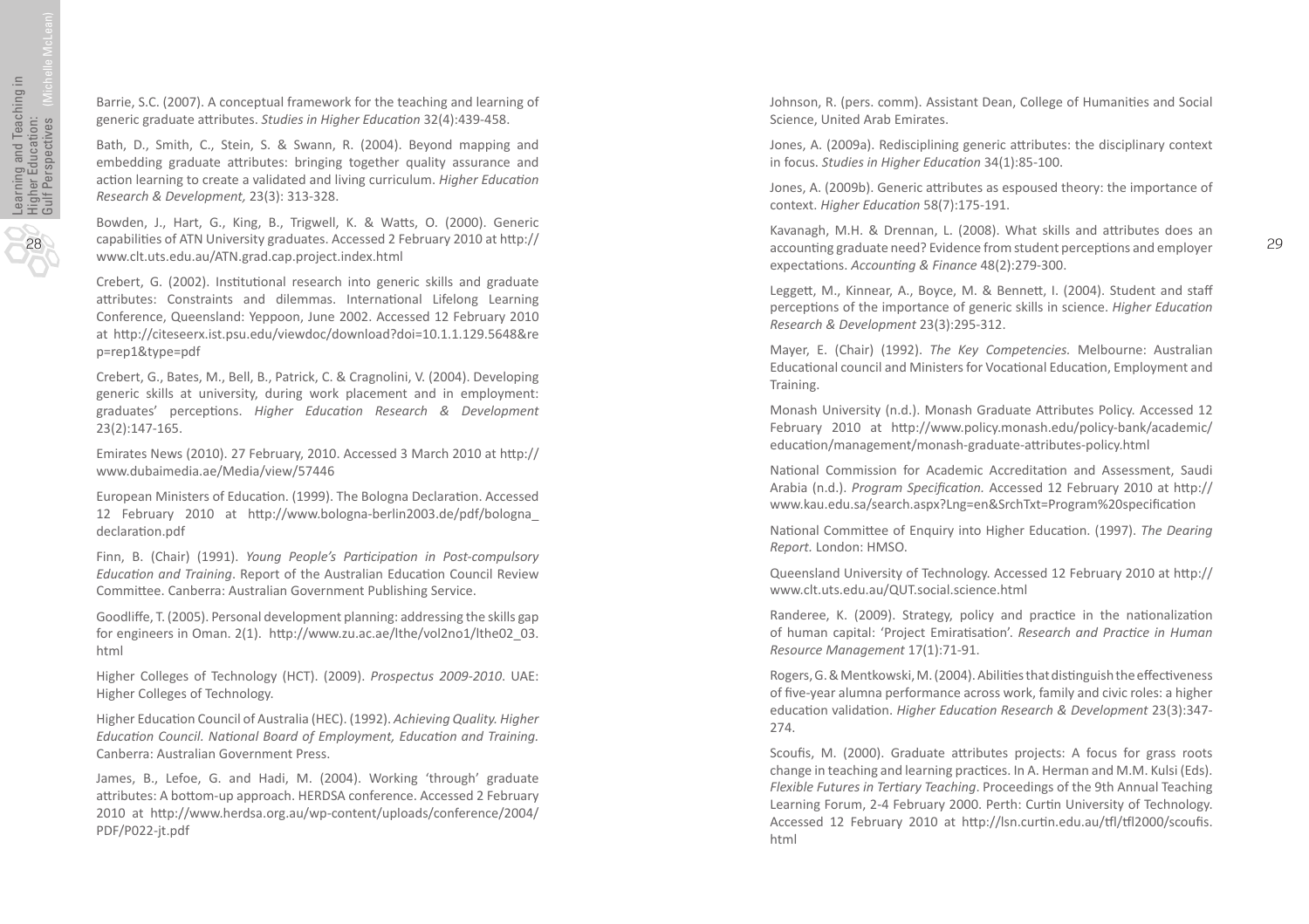Barrie, S.C. (2007). A conceptual framework for the teaching and learning of generic graduate attributes. *Studies in Higher Education* 32(4):439-458.

Bath, D., Smith, C., Stein, S. & Swann, R. (2004). Beyond mapping and embedding graduate attributes: bringing together quality assurance and action learning to create a validated and living curriculum. *Higher Education Research & Development,* 23(3): 313-328.

Bowden, J., Hart, G., King, B., Trigwell, K. & Watts, O. (2000). Generic capabilities of ATN University graduates. Accessed 2 February 2010 at http://www.clt.uts.edu.au/ATN.grad.cap.project.index.html

Crebert, G. (2002). Institutional research into generic skills and graduate attributes: Constraints and dilemmas. International Lifelong Learning Conference, Queensland: Yeppoon, June 2002. Accessed 12 February 2010 at http://citeseerx.ist.psu.edu/viewdoc/download?doi=10.1.1.129.5648&rep=rep1&type=pdf

Crebert, G., Bates, M., Bell, B., Patrick, C. & Cragnolini, V. (2004). Developing generic skills at university, during work placement and in employment: graduates' perceptions. *Higher Education Research & Development* 23(2):147-165.

Emirates News (2010). 27 February, 2010. Accessed 3 March 2010 at http://www.dubaimedia.ae/Media/view/57446

European Ministers of Education. (1999). The Bologna Declaration. Accessed 12 February 2010 at http://www.bologna-berlin2003.de/pdf/bologna_declaration.pdf

Finn, B. (Chair) (1991). *Young People's Participation in Post-compulsory Education and Training*. Report of the Australian Education Council Review Committee. Canberra: Australian Government Publishing Service.

Goodliffe, T. (2005). Personal development planning: addressing the skills gap for engineers in Oman. 2(1). http://www.zu.ac.ae/lthe/vol2no1/lthe02_03.html

Higher Colleges of Technology (HCT). (2009). *Prospectus 2009-2010*. UAE: Higher Colleges of Technology.

Higher Education Council of Australia (HEC). (1992). *Achieving Quality. Higher Education Council. National Board of Employment, Education and Training.* Canberra: Australian Government Press.

James, B., Lefoe, G. and Hadi, M. (2004). Working 'through' graduate attributes: A bottom-up approach. HERDSA conference. Accessed 2 February 2010 at http://www.herdsa.org.au/wp-content/uploads/conference/2004/PDF/P022-jt.pdf

Johnson, R. (pers. comm). Assistant Dean, College of Humanities and Social Science, United Arab Emirates.

Jones, A. (2009a). Redisciplining generic attributes: the disciplinary context in focus. *Studies in Higher Education* 34(1):85-100.

Jones, A. (2009b). Generic attributes as espoused theory: the importance of context. *Higher Education* 58(7):175-191.

Kavanagh, M.H. & Drennan, L. (2008). What skills and attributes does an accounting graduate need? Evidence from student perceptions and employer expectations. *Accounting & Finance* 48(2):279-300.

Leggett, M., Kinnear, A., Boyce, M. & Bennett, I. (2004). Student and staff perceptions of the importance of generic skills in science. *Higher Education Research & Development* 23(3):295-312.

Mayer, E. (Chair) (1992). *The Key Competencies.* Melbourne: Australian Educational council and Ministers for Vocational Education, Employment and Training.

Monash University (n.d.). Monash Graduate Attributes Policy. Accessed 12 February 2010 at http://www.policy.monash.edu/policy-bank/academic/education/management/monash-graduate-attributes-policy.html

National Commission for Academic Accreditation and Assessment, Saudi Arabia (n.d.). *Program Specification.* Accessed 12 February 2010 at http://www.kau.edu.sa/search.aspx?Lng=en&SrchTxt=Program%20specification

National Committee of Enquiry into Higher Education. (1997). *The Dearing Report.* London: HMSO.

Queensland University of Technology. Accessed 12 February 2010 at http://www.clt.uts.edu.au/QUT.social.science.html

Randeree, K. (2009). Strategy, policy and practice in the nationalization of human capital: 'Project Emiratisation'. *Research and Practice in Human Resource Management* 17(1):71-91.

Rogers, G. & Mentkowski, M. (2004). Abilities that distinguish the effectiveness of five-year alumna performance across work, family and civic roles: a higher education validation. *Higher Education Research & Development* 23(3):347-274.

Scoufis, M. (2000). Graduate attributes projects: A focus for grass roots change in teaching and learning practices. In A. Herman and M.M. Kulsi (Eds). *Flexible Futures in Tertiary Teaching*. Proceedings of the 9th Annual Teaching Learning Forum, 2-4 February 2000. Perth: Curtin University of Technology. Accessed 12 February 2010 at http://lsn.curtin.edu.au/tfl/tfl2000/scoufis.html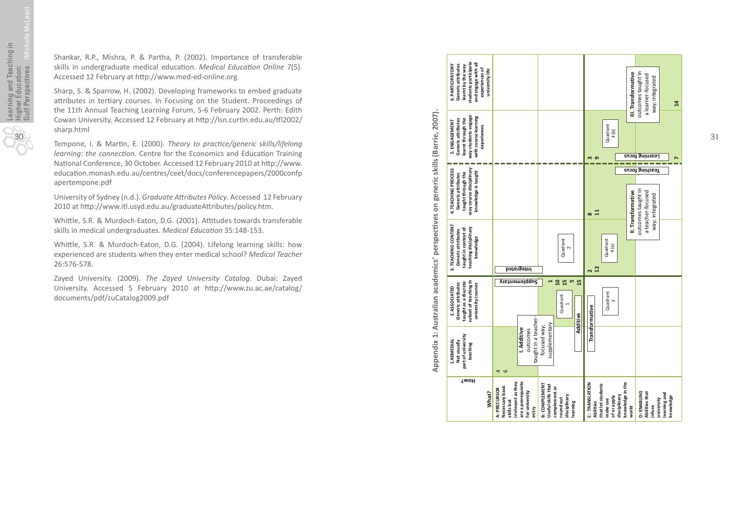Shankar, R.P., Mishra, P. & Partha, P. (2002). Importance of transferable skills in undergraduate medical education. *Medical Education Online* 7(5). Accessed 12 February at http://www.med-ed-online.org

Sharp, S. & Sparrow, H. (2002). Developing frameworks to embed graduate attributes in tertiary courses. In Focusing on the Student. Proceedings of the 11th Annual Teaching Learning Forum, 5-6 February 2002. Perth: Edith Cowan University. Accessed 12 February at http://lsn.curtin.edu.au/tfl2002/sharp.html

Tempone, I. & Martin, E. (2000). *Theory to practice/generic skills/lifelong learning: the connection*. Centre for the Economics and Education Training National Conference, 30 October. Accessed 12 February 2010 at http://www.education.monash.edu.au/centres/ceet/docs/conferencepapers/2000confpapertempone.pdf

University of Sydney (n.d.). *Graduate Attributes Policy*. Accessed 12 February 2010 at http://www.itl.usyd.edu.au/graduateAttributes/policy.htm.

Whittle, S.R. & Murdoch-Eaton, D.G. (2001). Attitudes towards transferable skills in medical undergraduates. *Medical Education* 35:148-153.

Whittle, S.R. & Murdoch-Eaton, D.G. (2004). Lifelong learning skills: how experienced are students when they enter medical school? *Medical Teacher* 26:576-578.

Zayed University. (2009). *The Zayed University Catalog*. Dubai: Zayed University. Accessed 5 February 2010 at http://www.zu.ac.ae/catalog/documents/pdf/zuCatalog2009.pdf

## Appendix 1: Australian academics' perspectives on generic skills (Barrie, 2007).

| What? \ How? | 1. REMEDIAL Not usually part of university teaching | 2. ASSOCIATED Generic attributes taught as a discrete subset of teaching in university courses | 3. TEACHING CONTENT Generic attributes taught in context of teaching disciplinary knowledge | 4. TEACHING PROCESS Generic attributes taught through the way course disciplinary knowledge is taught | 5. ENGAGEMENT Generic attributes learnt through the way students engage with course learning experiences | 6. PARTICIPATORY Generic attributes learnt by the way students participate and engage with all experiences of university life |
|---|---|---|---|---|---|---|
| A: PRECURSOR Necessary basic skills but irrelevant as they are a prerequisite for university entry | 4 6 | I. Additive outcomes taught in a teacher-focused way; supplementary | | | | |
| B: COMPLEMENT Useful skills that complement or round out disciplinary learning | | Quadrant 1; 1 10 15 5 15 | Quadrant 2 | | | |
| C: TRANSLATION Abilities that let students make use of or apply disciplinary knowledge in the world | | Quadrant 3 | 2 12; Quadrant 4 (a) | 8 11 | 3 9; Quadrant 4 (b) | |
| D: ENABLING Abilities that infuse university learning and knowledge | | | II. Transformative outcomes taught in a teacher-focused way; integrated | | 7 | III. Transformative outcomes taught in a learner-focused way; integrated; 14 |

Labels in figure: Supplementary | Integrated; Additive | Transformative; Teaching focus | Learning focus